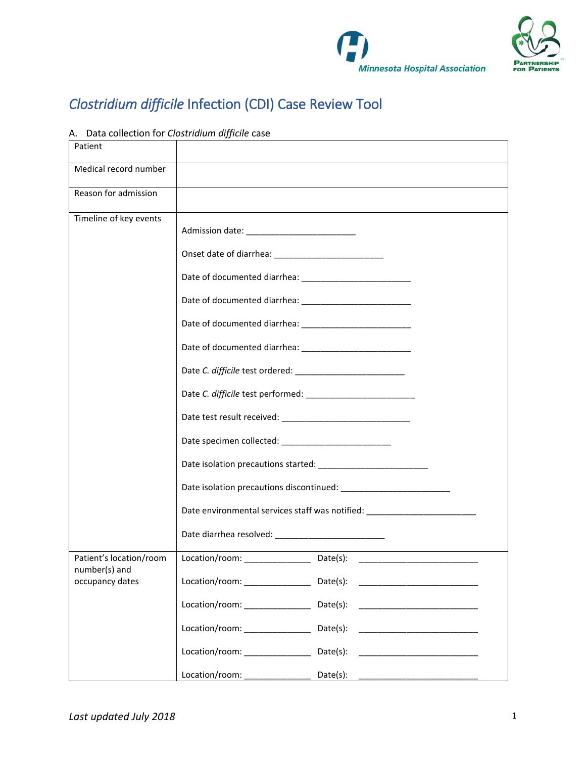# *Clostridium difficile* Infection (CDI) Case Review Tool

A. Data collection for *Clostridium difficile* case

| | |
|---|---|
| Patient | |
| Medical record number | |
| Reason for admission | |
| Timeline of key events | Admission date: ________________________<br><br>Onset date of diarrhea: ________________________<br><br>Date of documented diarrhea: ________________________<br><br>Date of documented diarrhea: ________________________<br><br>Date of documented diarrhea: ________________________<br><br>Date of documented diarrhea: ________________________<br><br>Date *C. difficile* test ordered: ________________________<br><br>Date *C. difficile* test performed: ________________________<br><br>Date test result received: ____________________________<br><br>Date specimen collected: ________________________<br><br>Date isolation precautions started: ________________________<br><br>Date isolation precautions discontinued: ________________________<br><br>Date environmental services staff was notified: ________________________<br><br>Date diarrhea resolved: ________________________ |
| Patient's location/room number(s) and occupancy dates | Location/room: _______________ Date(s): ___________________________<br><br>Location/room: _______________ Date(s): ___________________________<br><br>Location/room: _______________ Date(s): ___________________________<br><br>Location/room: _______________ Date(s): ___________________________<br><br>Location/room: _______________ Date(s): ___________________________<br><br>Location/room: _______________ Date(s): ___________________________ |

*Last updated July 2018*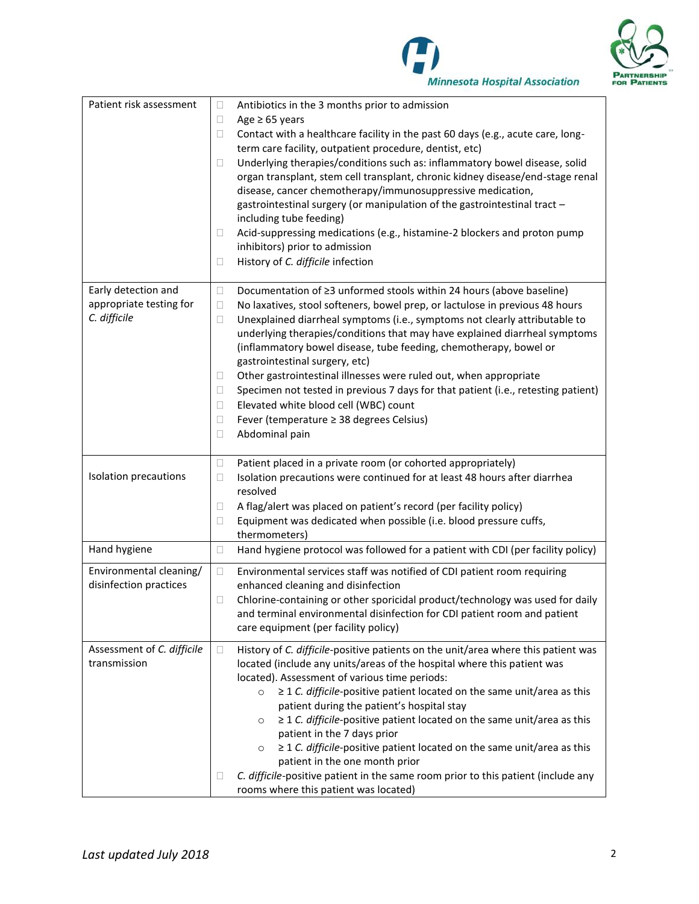| | |
|---|---|
| Patient risk assessment | ☐ Antibiotics in the 3 months prior to admission<br>☐ Age ≥ 65 years<br>☐ Contact with a healthcare facility in the past 60 days (e.g., acute care, long-term care facility, outpatient procedure, dentist, etc)<br>☐ Underlying therapies/conditions such as: inflammatory bowel disease, solid organ transplant, stem cell transplant, chronic kidney disease/end-stage renal disease, cancer chemotherapy/immunosuppressive medication, gastrointestinal surgery (or manipulation of the gastrointestinal tract – including tube feeding)<br>☐ Acid-suppressing medications (e.g., histamine-2 blockers and proton pump inhibitors) prior to admission<br>☐ History of *C. difficile* infection |
| Early detection and appropriate testing for *C. difficile* | ☐ Documentation of ≥3 unformed stools within 24 hours (above baseline)<br>☐ No laxatives, stool softeners, bowel prep, or lactulose in previous 48 hours<br>☐ Unexplained diarrheal symptoms (i.e., symptoms not clearly attributable to underlying therapies/conditions that may have explained diarrheal symptoms (inflammatory bowel disease, tube feeding, chemotherapy, bowel or gastrointestinal surgery, etc)<br>☐ Other gastrointestinal illnesses were ruled out, when appropriate<br>☐ Specimen not tested in previous 7 days for that patient (i.e., retesting patient)<br>☐ Elevated white blood cell (WBC) count<br>☐ Fever (temperature ≥ 38 degrees Celsius)<br>☐ Abdominal pain |
| Isolation precautions | ☐ Patient placed in a private room (or cohorted appropriately)<br>☐ Isolation precautions were continued for at least 48 hours after diarrhea resolved<br>☐ A flag/alert was placed on patient's record (per facility policy)<br>☐ Equipment was dedicated when possible (i.e. blood pressure cuffs, thermometers) |
| Hand hygiene | ☐ Hand hygiene protocol was followed for a patient with CDI (per facility policy) |
| Environmental cleaning/ disinfection practices | ☐ Environmental services staff was notified of CDI patient room requiring enhanced cleaning and disinfection<br>☐ Chlorine-containing or other sporicidal product/technology was used for daily and terminal environmental disinfection for CDI patient room and patient care equipment (per facility policy) |
| Assessment of *C. difficile* transmission | ☐ History of *C. difficile*-positive patients on the unit/area where this patient was located (include any units/areas of the hospital where this patient was located). Assessment of various time periods:<br>○ ≥ 1 *C. difficile*-positive patient located on the same unit/area as this patient during the patient's hospital stay<br>○ ≥ 1 *C. difficile*-positive patient located on the same unit/area as this patient in the 7 days prior<br>○ ≥ 1 *C. difficile*-positive patient located on the same unit/area as this patient in the one month prior<br>☐ *C. difficile*-positive patient in the same room prior to this patient (include any rooms where this patient was located) |

*Last updated July 2018*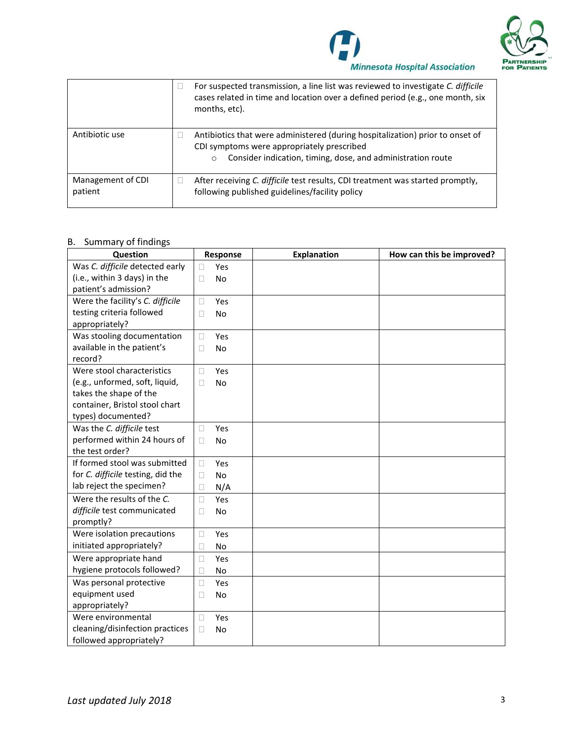| | |
|---|---|
| | ☐ For suspected transmission, a line list was reviewed to investigate *C. difficile* cases related in time and location over a defined period (e.g., one month, six months, etc). |
| Antibiotic use | ☐ Antibiotics that were administered (during hospitalization) prior to onset of CDI symptoms were appropriately prescribed<br>○ Consider indication, timing, dose, and administration route |
| Management of CDI patient | ☐ After receiving *C. difficile* test results, CDI treatment was started promptly, following published guidelines/facility policy |

## B. Summary of findings

| Question | Response | Explanation | How can this be improved? |
|---|---|---|---|
| Was *C. difficile* detected early (i.e., within 3 days) in the patient's admission? | ☐ Yes<br>☐ No | | |
| Were the facility's *C. difficile* testing criteria followed appropriately? | ☐ Yes<br>☐ No | | |
| Was stooling documentation available in the patient's record? | ☐ Yes<br>☐ No | | |
| Were stool characteristics (e.g., unformed, soft, liquid, takes the shape of the container, Bristol stool chart types) documented? | ☐ Yes<br>☐ No | | |
| Was the *C. difficile* test performed within 24 hours of the test order? | ☐ Yes<br>☐ No | | |
| If formed stool was submitted for *C. difficile* testing, did the lab reject the specimen? | ☐ Yes<br>☐ No<br>☐ N/A | | |
| Were the results of the *C. difficile* test communicated promptly? | ☐ Yes<br>☐ No | | |
| Were isolation precautions initiated appropriately? | ☐ Yes<br>☐ No | | |
| Were appropriate hand hygiene protocols followed? | ☐ Yes<br>☐ No | | |
| Was personal protective equipment used appropriately? | ☐ Yes<br>☐ No | | |
| Were environmental cleaning/disinfection practices followed appropriately? | ☐ Yes<br>☐ No | | |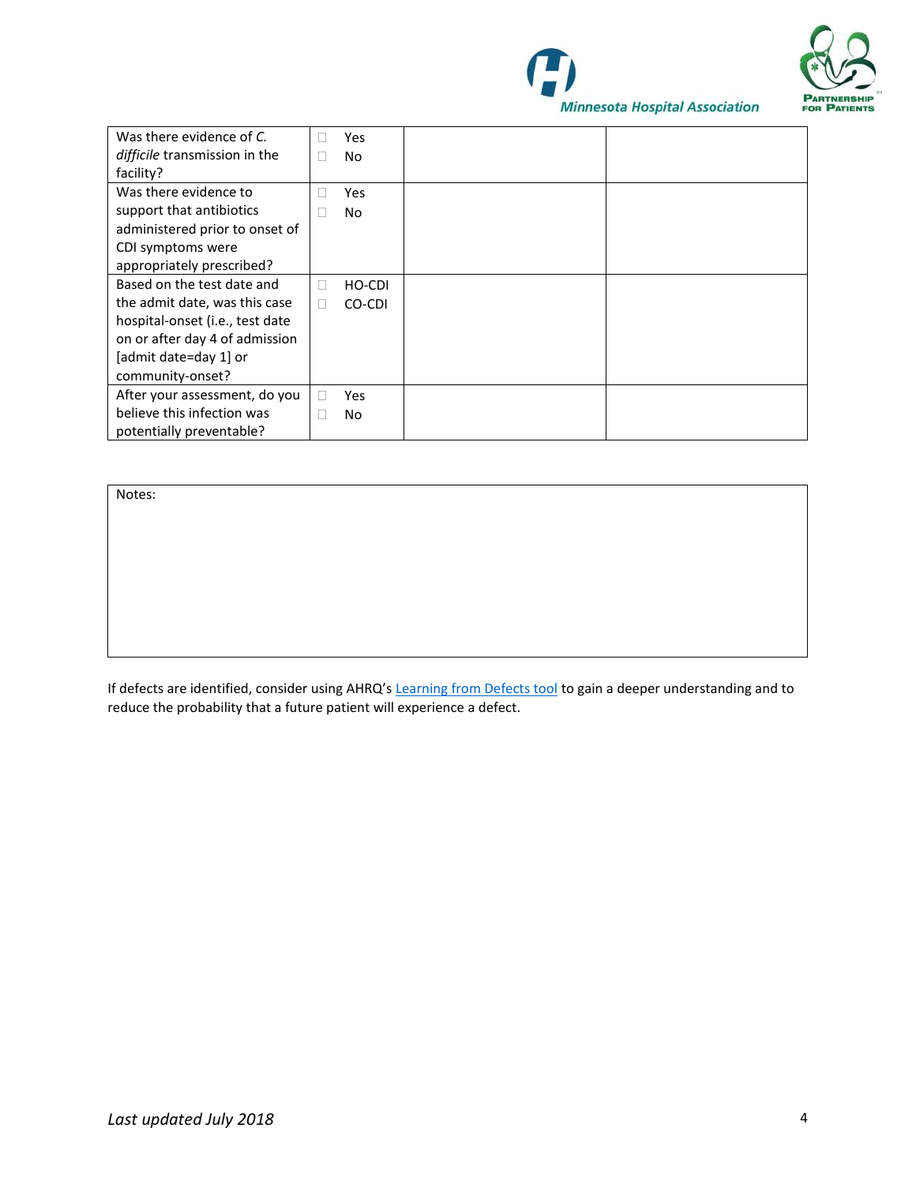| | | | |
|---|---|---|---|
| Was there evidence of *C. difficile* transmission in the facility? | ☐ Yes<br>☐ No | | |
| Was there evidence to support that antibiotics administered prior to onset of CDI symptoms were appropriately prescribed? | ☐ Yes<br>☐ No | | |
| Based on the test date and the admit date, was this case hospital-onset (i.e., test date on or after day 4 of admission [admit date=day 1] or community-onset? | ☐ HO-CDI<br>☐ CO-CDI | | |
| After your assessment, do you believe this infection was potentially preventable? | ☐ Yes<br>☐ No | | |

| Notes: |
|---|
| |

If defects are identified, consider using AHRQ's Learning from Defects tool to gain a deeper understanding and to reduce the probability that a future patient will experience a defect.

*Last updated July 2018*